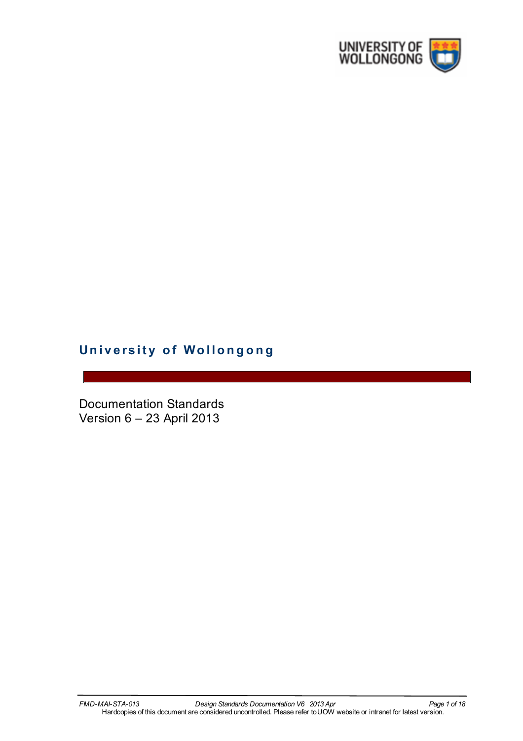# University of Wollongong

Documentation Standards
Version 6 – 23 April 2013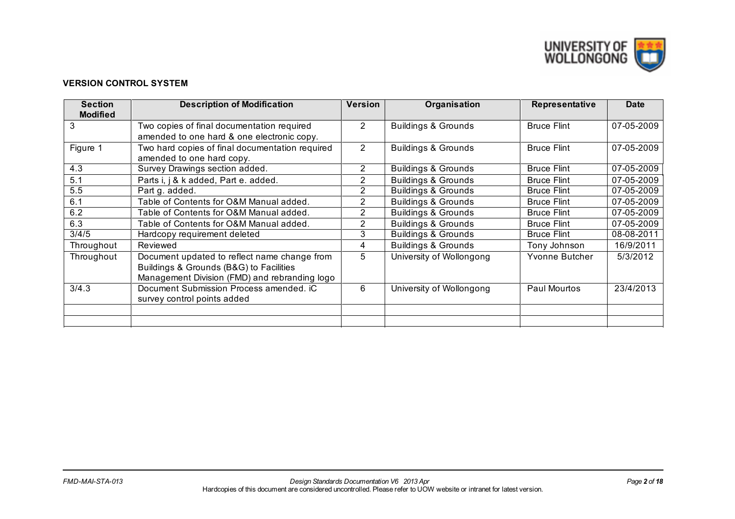**VERSION CONTROL SYSTEM**

| Section Modified | Description of Modification | Version | Organisation | Representative | Date |
|---|---|---|---|---|---|
| 3 | Two copies of final documentation required amended to one hard & one electronic copy. | 2 | Buildings & Grounds | Bruce Flint | 07-05-2009 |
| Figure 1 | Two hard copies of final documentation required amended to one hard copy. | 2 | Buildings & Grounds | Bruce Flint | 07-05-2009 |
| 4.3 | Survey Drawings section added. | 2 | Buildings & Grounds | Bruce Flint | 07-05-2009 |
| 5.1 | Parts i, j & k added, Part e. added. | 2 | Buildings & Grounds | Bruce Flint | 07-05-2009 |
| 5.5 | Part g. added. | 2 | Buildings & Grounds | Bruce Flint | 07-05-2009 |
| 6.1 | Table of Contents for O&M Manual added. | 2 | Buildings & Grounds | Bruce Flint | 07-05-2009 |
| 6.2 | Table of Contents for O&M Manual added. | 2 | Buildings & Grounds | Bruce Flint | 07-05-2009 |
| 6.3 | Table of Contents for O&M Manual added. | 2 | Buildings & Grounds | Bruce Flint | 07-05-2009 |
| 3/4/5 | Hardcopy requirement deleted | 3 | Buildings & Grounds | Bruce Flint | 08-08-2011 |
| Throughout | Reviewed | 4 | Buildings & Grounds | Tony Johnson | 16/9/2011 |
| Throughout | Document updated to reflect name change from Buildings & Grounds (B&G) to Facilities Management Division (FMD) and rebranding logo | 5 | University of Wollongong | Yvonne Butcher | 5/3/2012 |
| 3/4.3 | Document Submission Process amended. iC survey control points added | 6 | University of Wollongong | Paul Mourtos | 23/4/2013 |
| | | | | | |
| | | | | | |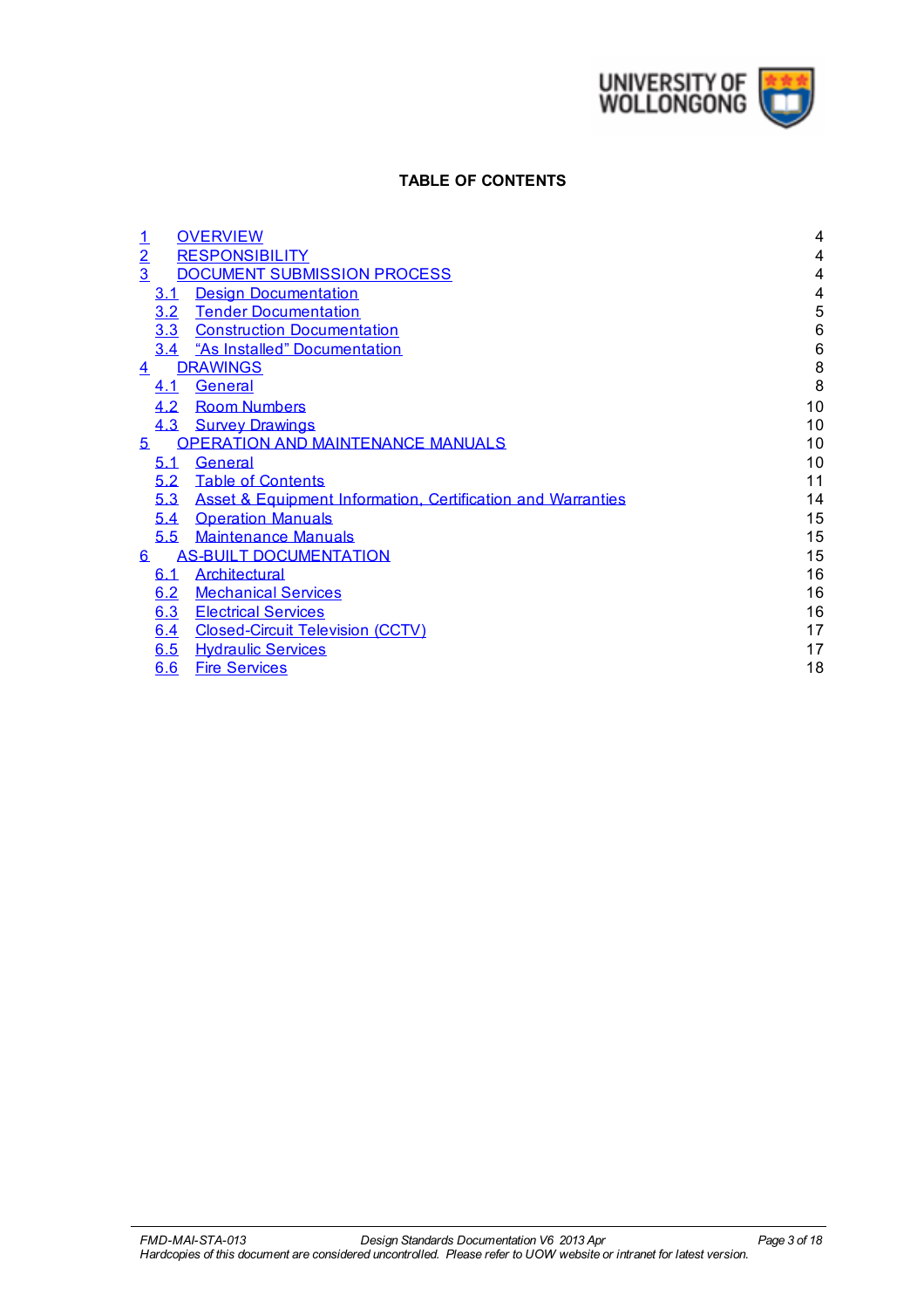# TABLE OF CONTENTS

| | | |
|---|---|---|
| 1 | OVERVIEW | 4 |
| 2 | RESPONSIBILITY | 4 |
| 3 | DOCUMENT SUBMISSION PROCESS | 4 |
| 3.1 | Design Documentation | 4 |
| 3.2 | Tender Documentation | 5 |
| 3.3 | Construction Documentation | 6 |
| 3.4 | "As Installed" Documentation | 6 |
| 4 | DRAWINGS | 8 |
| 4.1 | General | 8 |
| 4.2 | Room Numbers | 10 |
| 4.3 | Survey Drawings | 10 |
| 5 | OPERATION AND MAINTENANCE MANUALS | 10 |
| 5.1 | General | 10 |
| 5.2 | Table of Contents | 11 |
| 5.3 | Asset & Equipment Information, Certification and Warranties | 14 |
| 5.4 | Operation Manuals | 15 |
| 5.5 | Maintenance Manuals | 15 |
| 6 | AS-BUILT DOCUMENTATION | 15 |
| 6.1 | Architectural | 16 |
| 6.2 | Mechanical Services | 16 |
| 6.3 | Electrical Services | 16 |
| 6.4 | Closed-Circuit Television (CCTV) | 17 |
| 6.5 | Hydraulic Services | 17 |
| 6.6 | Fire Services | 18 |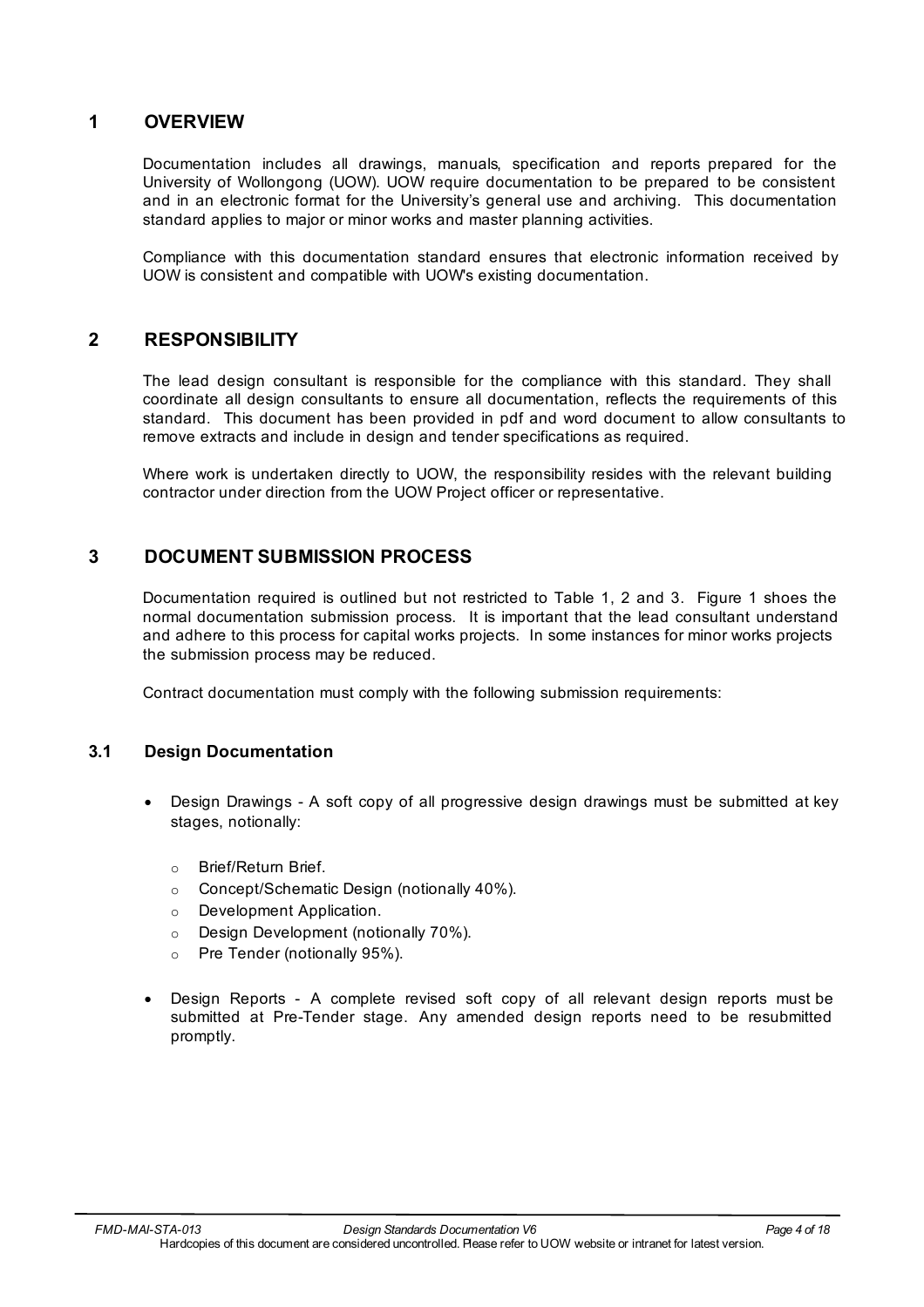# 1 OVERVIEW

Documentation includes all drawings, manuals, specification and reports prepared for the University of Wollongong (UOW). UOW require documentation to be prepared to be consistent and in an electronic format for the University's general use and archiving. This documentation standard applies to major or minor works and master planning activities.

Compliance with this documentation standard ensures that electronic information received by UOW is consistent and compatible with UOW's existing documentation.

# 2 RESPONSIBILITY

The lead design consultant is responsible for the compliance with this standard. They shall coordinate all design consultants to ensure all documentation, reflects the requirements of this standard. This document has been provided in pdf and word document to allow consultants to remove extracts and include in design and tender specifications as required.

Where work is undertaken directly to UOW, the responsibility resides with the relevant building contractor under direction from the UOW Project officer or representative.

# 3 DOCUMENT SUBMISSION PROCESS

Documentation required is outlined but not restricted to Table 1, 2 and 3. Figure 1 shoes the normal documentation submission process. It is important that the lead consultant understand and adhere to this process for capital works projects. In some instances for minor works projects the submission process may be reduced.

Contract documentation must comply with the following submission requirements:

## 3.1 Design Documentation

- Design Drawings - A soft copy of all progressive design drawings must be submitted at key stages, notionally:
  - Brief/Return Brief.
  - Concept/Schematic Design (notionally 40%).
  - Development Application.
  - Design Development (notionally 70%).
  - Pre Tender (notionally 95%).
- Design Reports - A complete revised soft copy of all relevant design reports must be submitted at Pre-Tender stage. Any amended design reports need to be resubmitted promptly.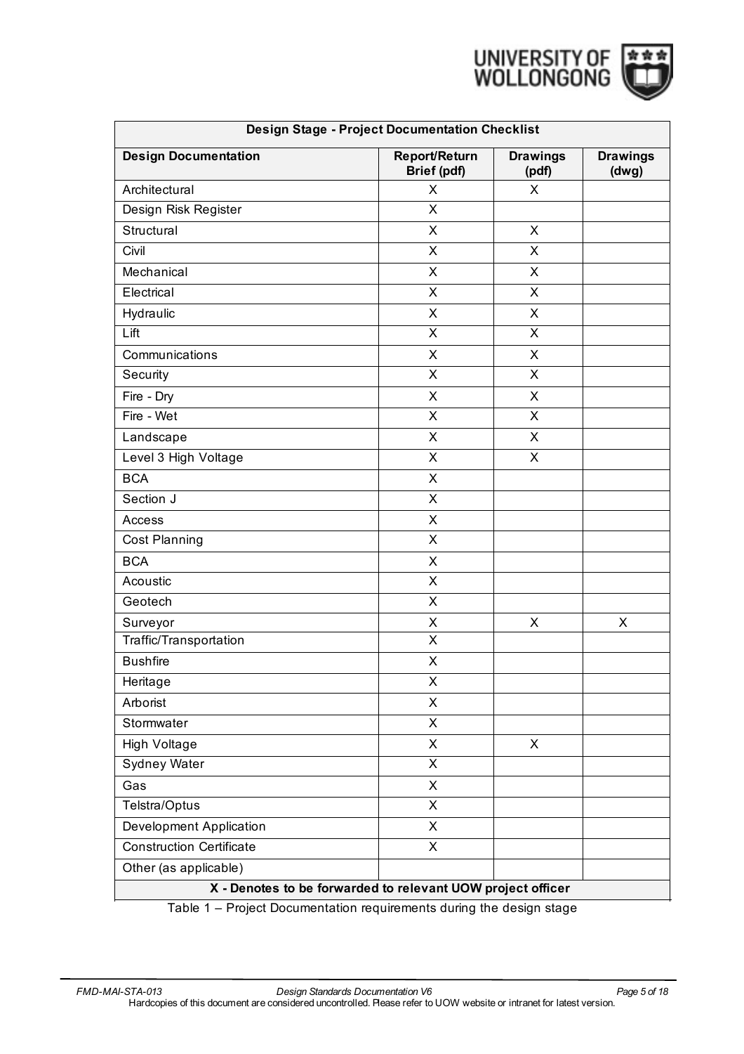| Design Stage - Project Documentation Checklist | | | |
|---|---|---|---|
| **Design Documentation** | **Report/Return Brief (pdf)** | **Drawings (pdf)** | **Drawings (dwg)** |
| Architectural | X | X | |
| Design Risk Register | X | | |
| Structural | X | X | |
| Civil | X | X | |
| Mechanical | X | X | |
| Electrical | X | X | |
| Hydraulic | X | X | |
| Lift | X | X | |
| Communications | X | X | |
| Security | X | X | |
| Fire - Dry | X | X | |
| Fire - Wet | X | X | |
| Landscape | X | X | |
| Level 3 High Voltage | X | X | |
| BCA | X | | |
| Section J | X | | |
| Access | X | | |
| Cost Planning | X | | |
| BCA | X | | |
| Acoustic | X | | |
| Geotech | X | | |
| Surveyor | X | X | X |
| Traffic/Transportation | X | | |
| Bushfire | X | | |
| Heritage | X | | |
| Arborist | X | | |
| Stormwater | X | | |
| High Voltage | X | X | |
| Sydney Water | X | | |
| Gas | X | | |
| Telstra/Optus | X | | |
| Development Application | X | | |
| Construction Certificate | X | | |
| Other (as applicable) | | | |
| **X - Denotes to be forwarded to relevant UOW project officer** | | | |

Table 1 – Project Documentation requirements during the design stage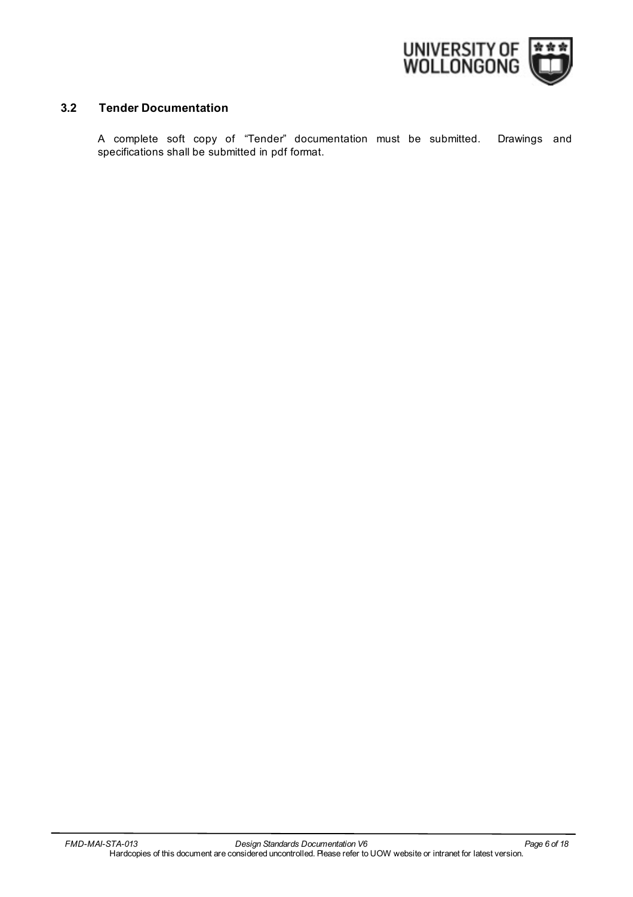## 3.2 Tender Documentation

A complete soft copy of "Tender" documentation must be submitted. Drawings and specifications shall be submitted in pdf format.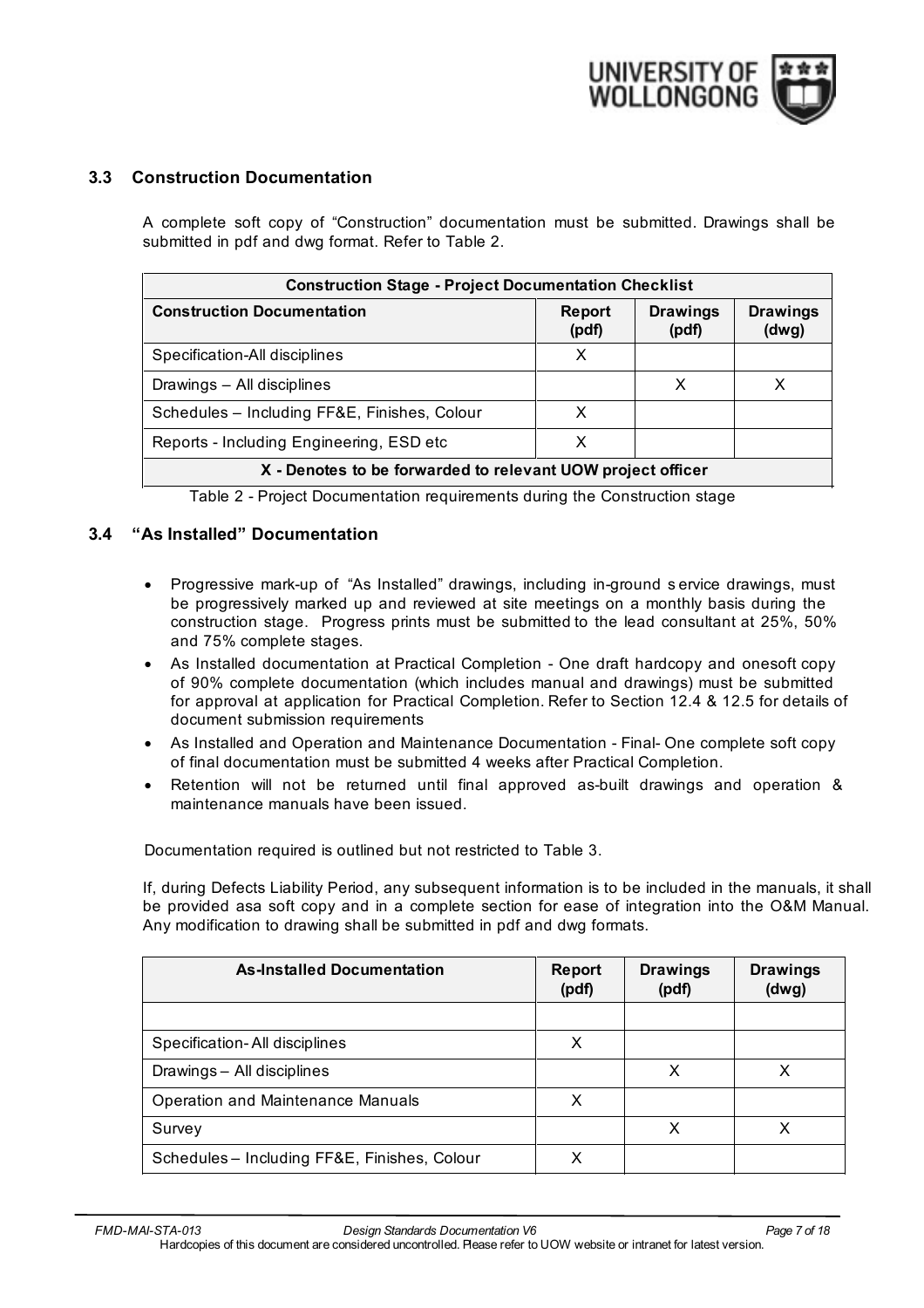## 3.3 Construction Documentation

A complete soft copy of "Construction" documentation must be submitted. Drawings shall be submitted in pdf and dwg format. Refer to Table 2.

| Construction Stage - Project Documentation Checklist | | | |
|---|---|---|---|
| **Construction Documentation** | **Report (pdf)** | **Drawings (pdf)** | **Drawings (dwg)** |
| Specification-All disciplines | X | | |
| Drawings – All disciplines | | X | X |
| Schedules – Including FF&E, Finishes, Colour | X | | |
| Reports - Including Engineering, ESD etc | X | | |
| **X - Denotes to be forwarded to relevant UOW project officer** | | | |

Table 2 - Project Documentation requirements during the Construction stage

## 3.4 "As Installed" Documentation

- Progressive mark-up of "As Installed" drawings, including in-ground s ervice drawings, must be progressively marked up and reviewed at site meetings on a monthly basis during the construction stage. Progress prints must be submitted to the lead consultant at 25%, 50% and 75% complete stages.
- As Installed documentation at Practical Completion - One draft hardcopy and onesoft copy of 90% complete documentation (which includes manual and drawings) must be submitted for approval at application for Practical Completion. Refer to Section 12.4 & 12.5 for details of document submission requirements
- As Installed and Operation and Maintenance Documentation - Final- One complete soft copy of final documentation must be submitted 4 weeks after Practical Completion.
- Retention will not be returned until final approved as-built drawings and operation & maintenance manuals have been issued.

Documentation required is outlined but not restricted to Table 3.

If, during Defects Liability Period, any subsequent information is to be included in the manuals, it shall be provided asa soft copy and in a complete section for ease of integration into the O&M Manual. Any modification to drawing shall be submitted in pdf and dwg formats.

| **As-Installed Documentation** | **Report (pdf)** | **Drawings (pdf)** | **Drawings (dwg)** |
|---|---|---|---|
| | | | |
| Specification- All disciplines | X | | |
| Drawings – All disciplines | | X | X |
| Operation and Maintenance Manuals | X | | |
| Survey | | X | X |
| Schedules – Including FF&E, Finishes, Colour | X | | |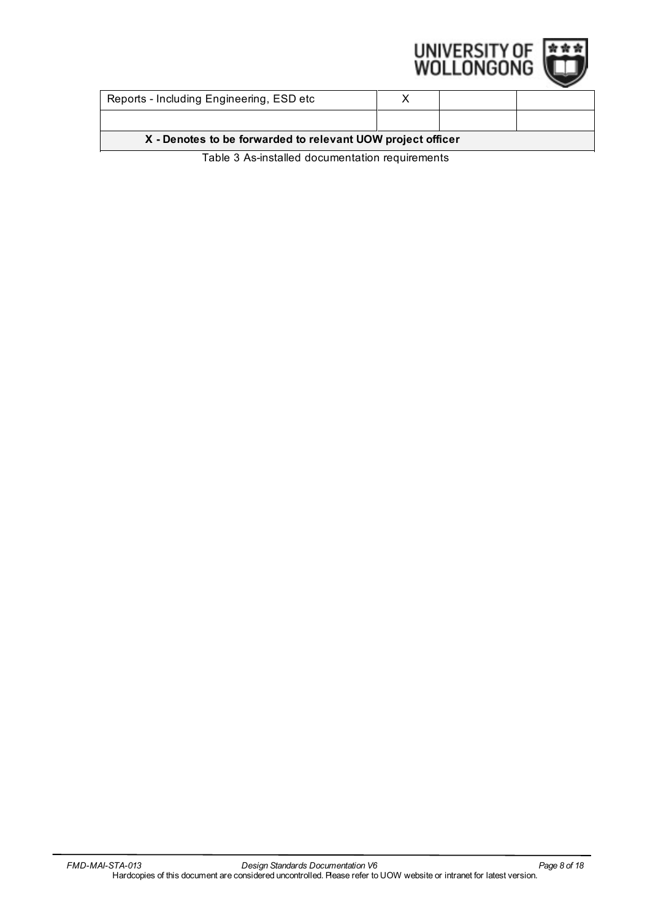| | | | |
|---|---|---|---|
| Reports - Including Engineering, ESD etc | X | | |
| | | | |
| **X - Denotes to be forwarded to relevant UOW project officer** | | | |

Table 3 As-installed documentation requirements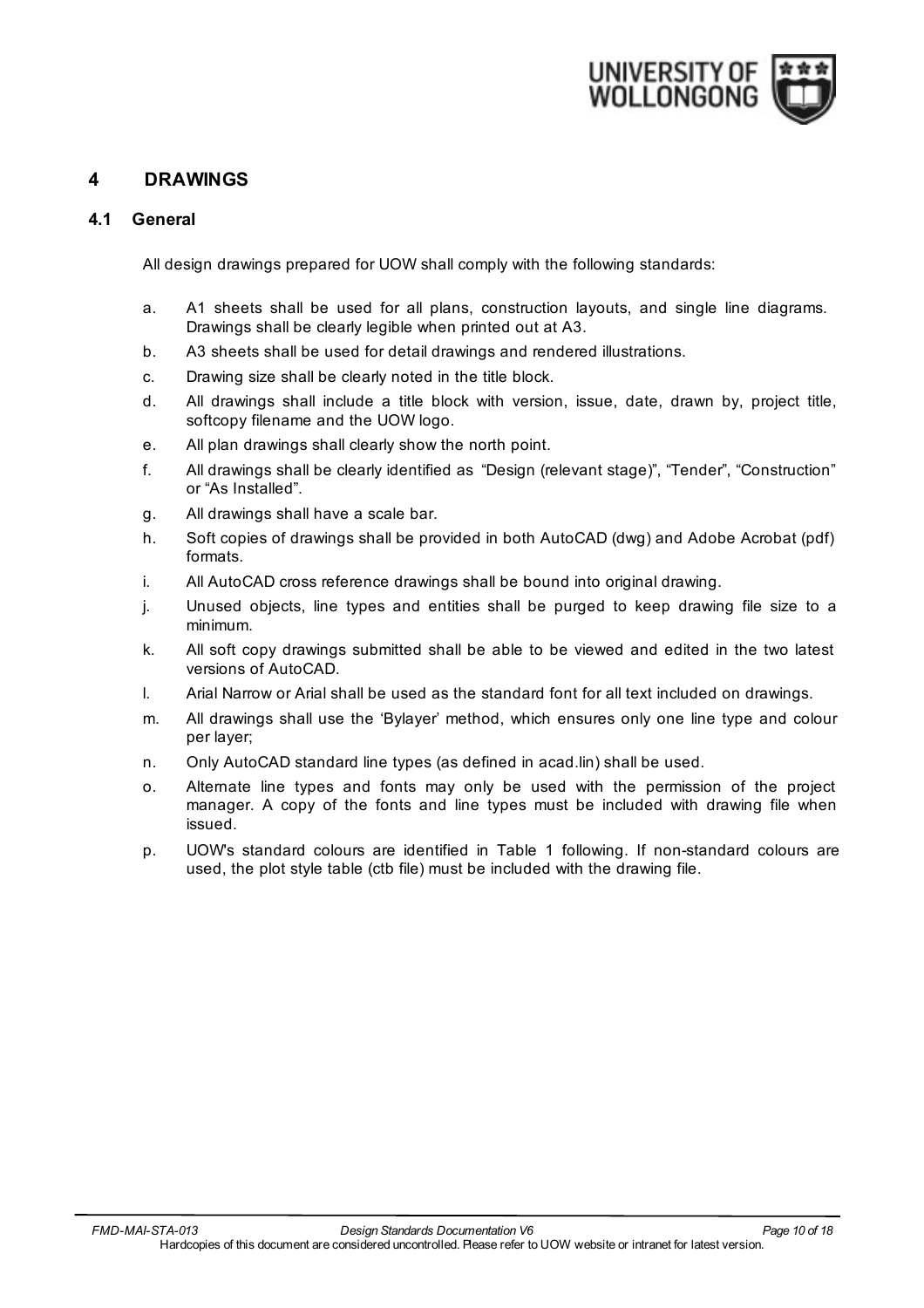# 4 DRAWINGS

## 4.1 General

All design drawings prepared for UOW shall comply with the following standards:

a. A1 sheets shall be used for all plans, construction layouts, and single line diagrams. Drawings shall be clearly legible when printed out at A3.

b. A3 sheets shall be used for detail drawings and rendered illustrations.

c. Drawing size shall be clearly noted in the title block.

d. All drawings shall include a title block with version, issue, date, drawn by, project title, softcopy filename and the UOW logo.

e. All plan drawings shall clearly show the north point.

f. All drawings shall be clearly identified as "Design (relevant stage)", "Tender", "Construction" or "As Installed".

g. All drawings shall have a scale bar.

h. Soft copies of drawings shall be provided in both AutoCAD (dwg) and Adobe Acrobat (pdf) formats.

i. All AutoCAD cross reference drawings shall be bound into original drawing.

j. Unused objects, line types and entities shall be purged to keep drawing file size to a minimum.

k. All soft copy drawings submitted shall be able to be viewed and edited in the two latest versions of AutoCAD.

l. Arial Narrow or Arial shall be used as the standard font for all text included on drawings.

m. All drawings shall use the 'Bylayer' method, which ensures only one line type and colour per layer;

n. Only AutoCAD standard line types (as defined in acad.lin) shall be used.

o. Alternate line types and fonts may only be used with the permission of the project manager. A copy of the fonts and line types must be included with drawing file when issued.

p. UOW's standard colours are identified in Table 1 following. If non-standard colours are used, the plot style table (ctb file) must be included with the drawing file.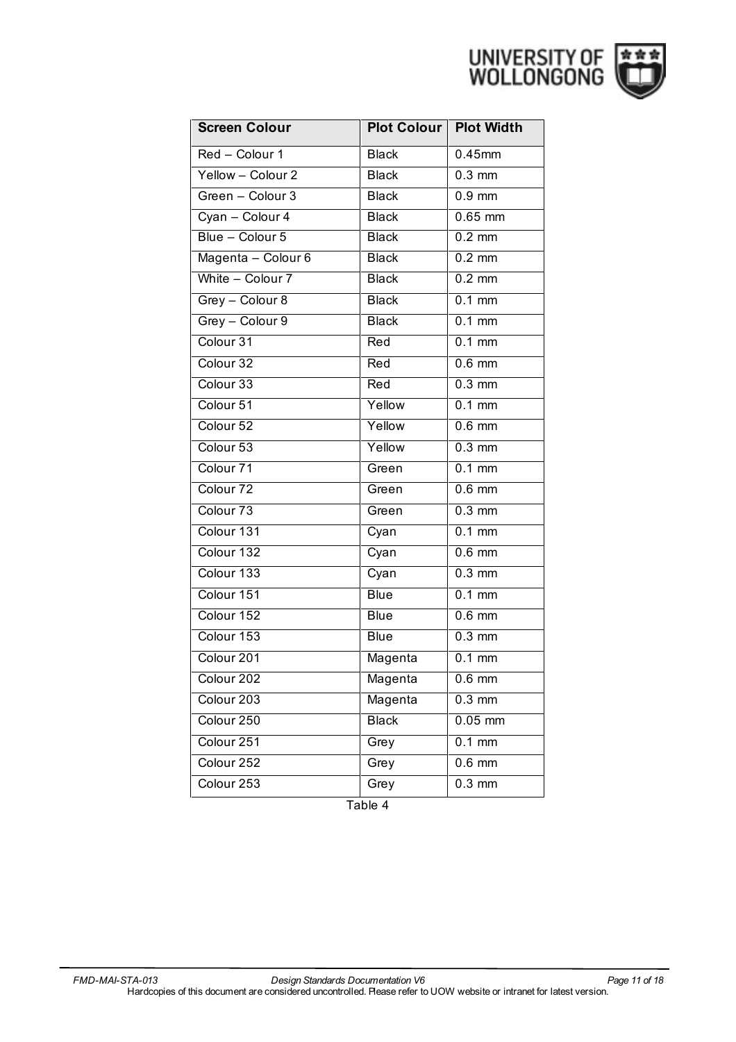| Screen Colour | Plot Colour | Plot Width |
|---|---|---|
| Red – Colour 1 | Black | 0.45mm |
| Yellow – Colour 2 | Black | 0.3 mm |
| Green – Colour 3 | Black | 0.9 mm |
| Cyan – Colour 4 | Black | 0.65 mm |
| Blue – Colour 5 | Black | 0.2 mm |
| Magenta – Colour 6 | Black | 0.2 mm |
| White – Colour 7 | Black | 0.2 mm |
| Grey – Colour 8 | Black | 0.1 mm |
| Grey – Colour 9 | Black | 0.1 mm |
| Colour 31 | Red | 0.1 mm |
| Colour 32 | Red | 0.6 mm |
| Colour 33 | Red | 0.3 mm |
| Colour 51 | Yellow | 0.1 mm |
| Colour 52 | Yellow | 0.6 mm |
| Colour 53 | Yellow | 0.3 mm |
| Colour 71 | Green | 0.1 mm |
| Colour 72 | Green | 0.6 mm |
| Colour 73 | Green | 0.3 mm |
| Colour 131 | Cyan | 0.1 mm |
| Colour 132 | Cyan | 0.6 mm |
| Colour 133 | Cyan | 0.3 mm |
| Colour 151 | Blue | 0.1 mm |
| Colour 152 | Blue | 0.6 mm |
| Colour 153 | Blue | 0.3 mm |
| Colour 201 | Magenta | 0.1 mm |
| Colour 202 | Magenta | 0.6 mm |
| Colour 203 | Magenta | 0.3 mm |
| Colour 250 | Black | 0.05 mm |
| Colour 251 | Grey | 0.1 mm |
| Colour 252 | Grey | 0.6 mm |
| Colour 253 | Grey | 0.3 mm |

Table 4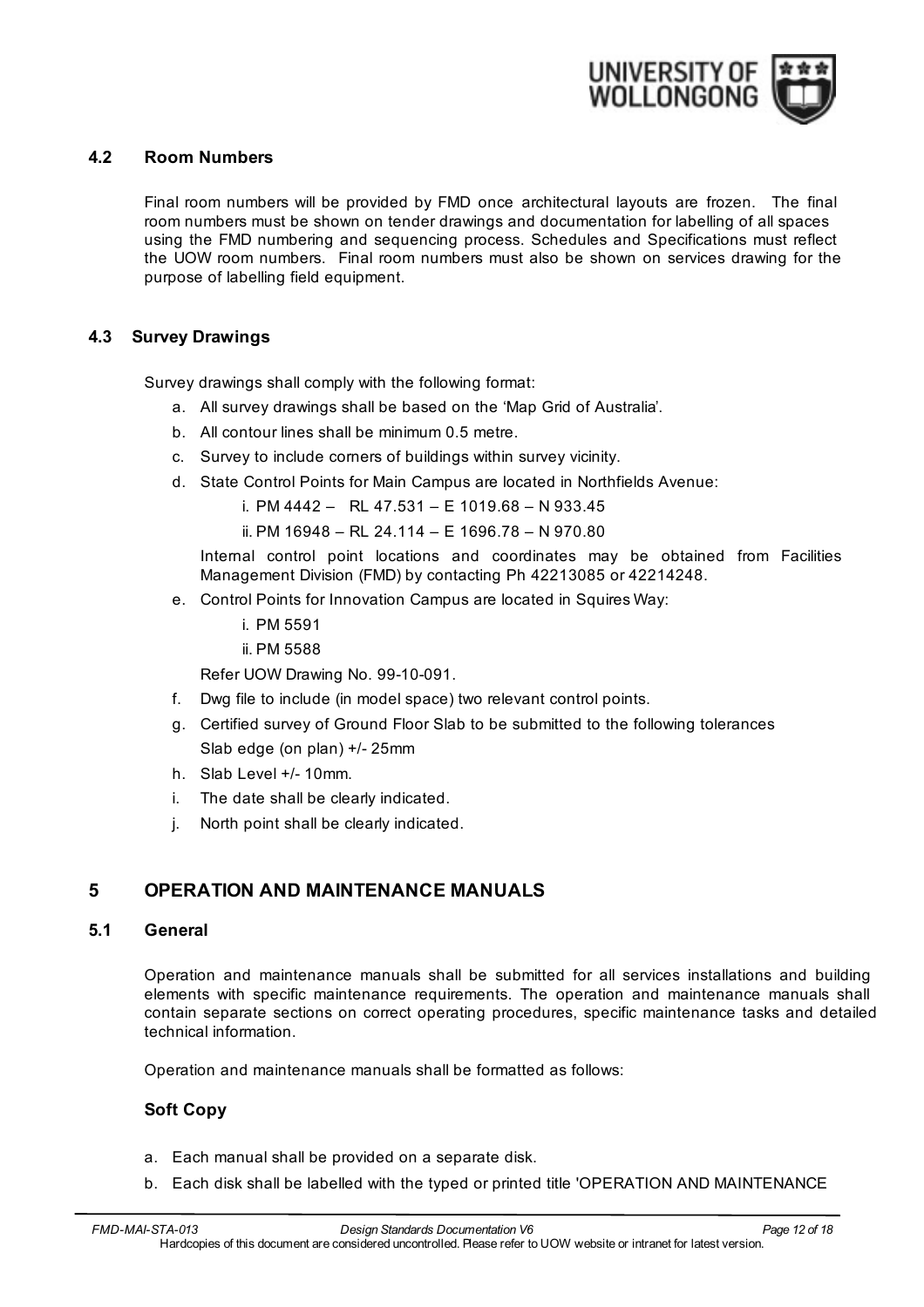### 4.2 Room Numbers

Final room numbers will be provided by FMD once architectural layouts are frozen. The final room numbers must be shown on tender drawings and documentation for labelling of all spaces using the FMD numbering and sequencing process. Schedules and Specifications must reflect the UOW room numbers. Final room numbers must also be shown on services drawing for the purpose of labelling field equipment.

### 4.3 Survey Drawings

Survey drawings shall comply with the following format:

a. All survey drawings shall be based on the 'Map Grid of Australia'.
b. All contour lines shall be minimum 0.5 metre.
c. Survey to include corners of buildings within survey vicinity.
d. State Control Points for Main Campus are located in Northfields Avenue:
    i. PM 4442 – RL 47.531 – E 1019.68 – N 933.45
    ii. PM 16948 – RL 24.114 – E 1696.78 – N 970.80

   Internal control point locations and coordinates may be obtained from Facilities Management Division (FMD) by contacting Ph 42213085 or 42214248.
e. Control Points for Innovation Campus are located in Squires Way:
    i. PM 5591
    ii. PM 5588

   Refer UOW Drawing No. 99-10-091.
f. Dwg file to include (in model space) two relevant control points.
g. Certified survey of Ground Floor Slab to be submitted to the following tolerances
   Slab edge (on plan) +/- 25mm
h. Slab Level +/- 10mm.
i. The date shall be clearly indicated.
j. North point shall be clearly indicated.

## 5 OPERATION AND MAINTENANCE MANUALS

### 5.1 General

Operation and maintenance manuals shall be submitted for all services installations and building elements with specific maintenance requirements. The operation and maintenance manuals shall contain separate sections on correct operating procedures, specific maintenance tasks and detailed technical information.

Operation and maintenance manuals shall be formatted as follows:

**Soft Copy**

a. Each manual shall be provided on a separate disk.
b. Each disk shall be labelled with the typed or printed title 'OPERATION AND MAINTENANCE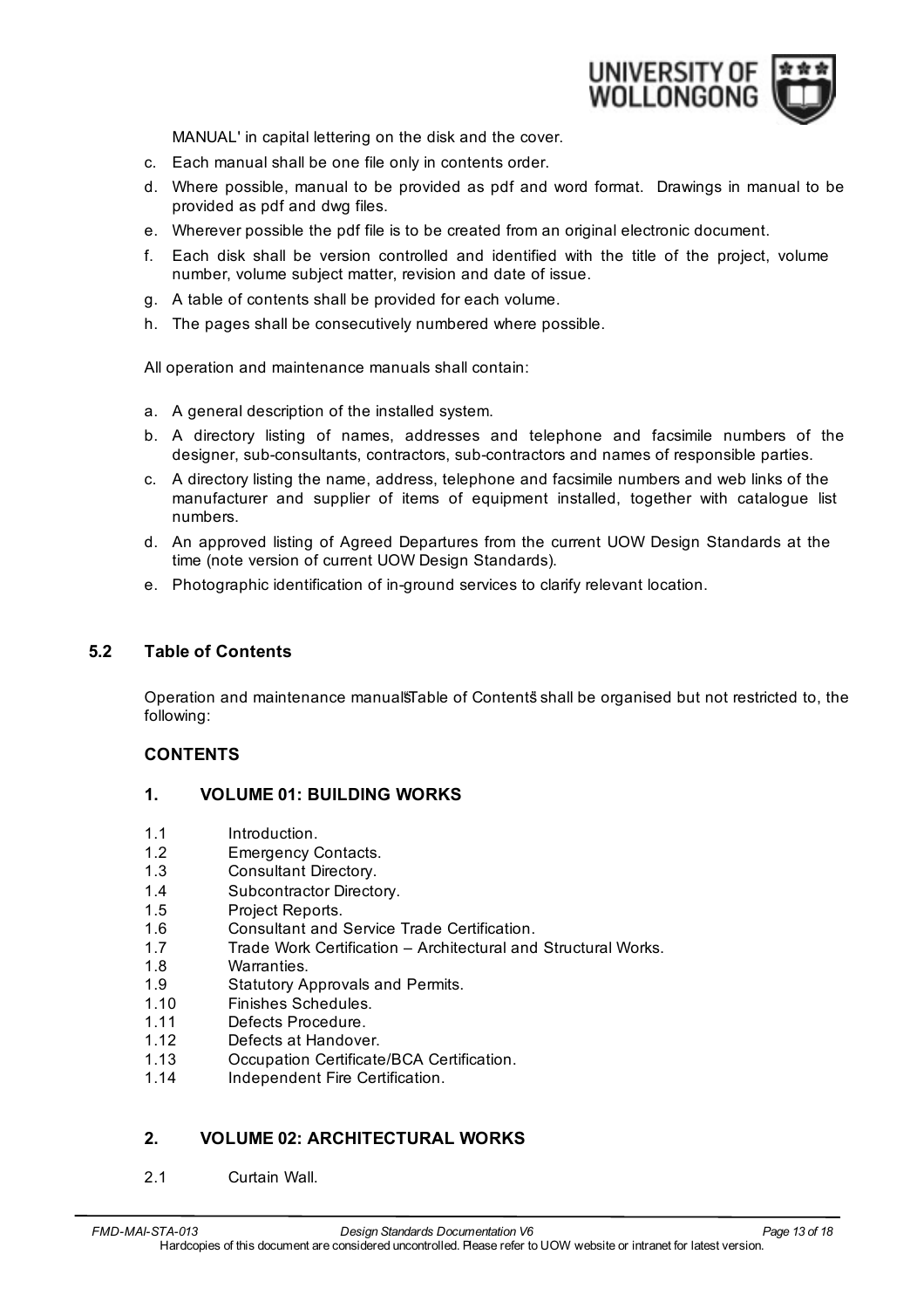MANUAL' in capital lettering on the disk and the cover.

c. Each manual shall be one file only in contents order.
d. Where possible, manual to be provided as pdf and word format. Drawings in manual to be provided as pdf and dwg files.
e. Wherever possible the pdf file is to be created from an original electronic document.
f. Each disk shall be version controlled and identified with the title of the project, volume number, volume subject matter, revision and date of issue.
g. A table of contents shall be provided for each volume.
h. The pages shall be consecutively numbered where possible.

All operation and maintenance manuals shall contain:

a. A general description of the installed system.
b. A directory listing of names, addresses and telephone and facsimile numbers of the designer, sub-consultants, contractors, sub-contractors and names of responsible parties.
c. A directory listing the name, address, telephone and facsimile numbers and web links of the manufacturer and supplier of items of equipment installed, together with catalogue list numbers.
d. An approved listing of Agreed Departures from the current UOW Design Standards at the time (note version of current UOW Design Standards).
e. Photographic identification of in-ground services to clarify relevant location.

## 5.2 Table of Contents

Operation and maintenance manuals' Table of Contents' shall be organised but not restricted to, the following:

**CONTENTS**

### 1. VOLUME 01: BUILDING WORKS

1.1 Introduction.
1.2 Emergency Contacts.
1.3 Consultant Directory.
1.4 Subcontractor Directory.
1.5 Project Reports.
1.6 Consultant and Service Trade Certification.
1.7 Trade Work Certification – Architectural and Structural Works.
1.8 Warranties.
1.9 Statutory Approvals and Permits.
1.10 Finishes Schedules.
1.11 Defects Procedure.
1.12 Defects at Handover.
1.13 Occupation Certificate/BCA Certification.
1.14 Independent Fire Certification.

### 2. VOLUME 02: ARCHITECTURAL WORKS

2.1 Curtain Wall.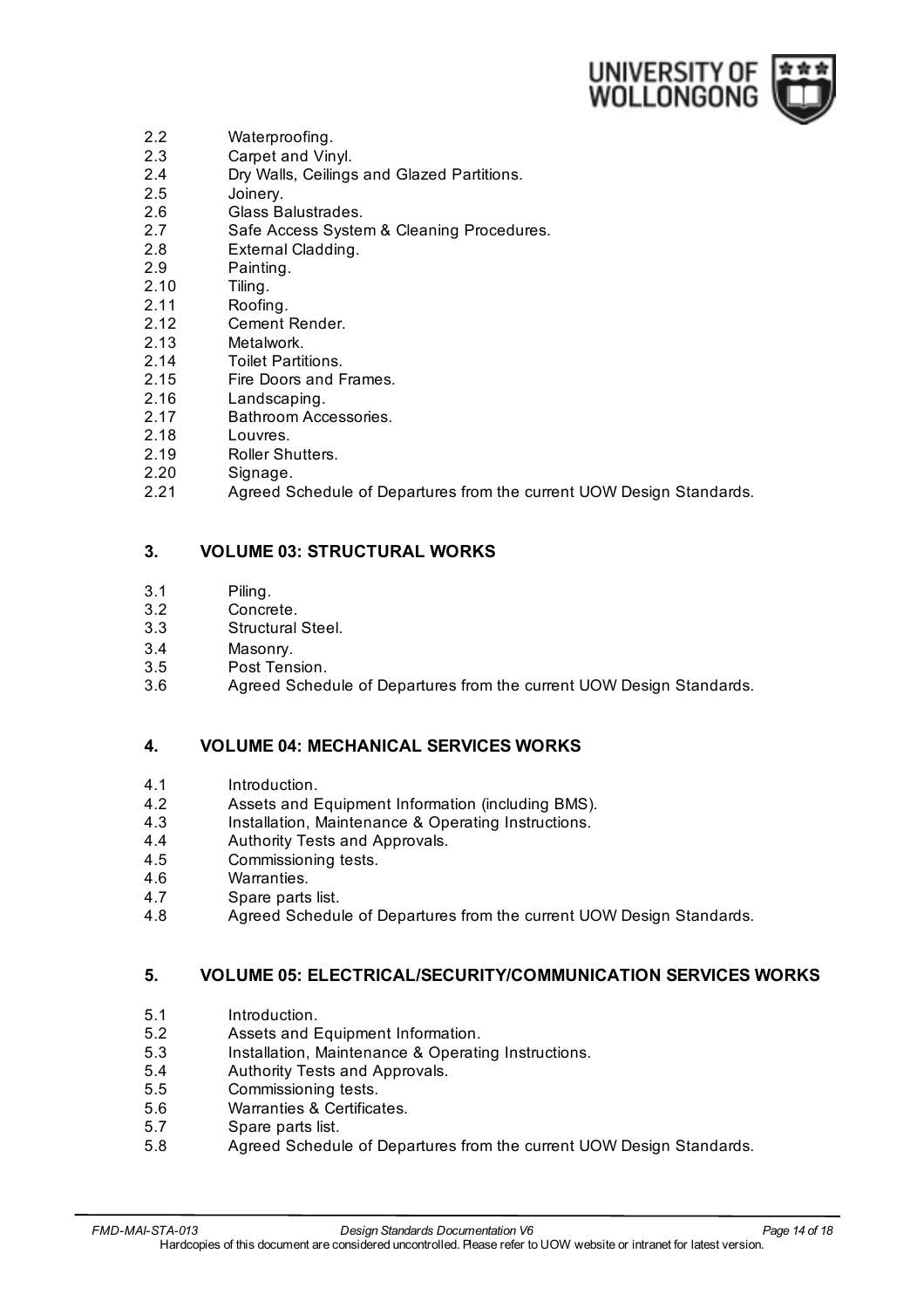2.2 Waterproofing.
2.3 Carpet and Vinyl.
2.4 Dry Walls, Ceilings and Glazed Partitions.
2.5 Joinery.
2.6 Glass Balustrades.
2.7 Safe Access System & Cleaning Procedures.
2.8 External Cladding.
2.9 Painting.
2.10 Tiling.
2.11 Roofing.
2.12 Cement Render.
2.13 Metalwork.
2.14 Toilet Partitions.
2.15 Fire Doors and Frames.
2.16 Landscaping.
2.17 Bathroom Accessories.
2.18 Louvres.
2.19 Roller Shutters.
2.20 Signage.
2.21 Agreed Schedule of Departures from the current UOW Design Standards.

## 3. VOLUME 03: STRUCTURAL WORKS

3.1 Piling.
3.2 Concrete.
3.3 Structural Steel.
3.4 Masonry.
3.5 Post Tension.
3.6 Agreed Schedule of Departures from the current UOW Design Standards.

## 4. VOLUME 04: MECHANICAL SERVICES WORKS

4.1 Introduction.
4.2 Assets and Equipment Information (including BMS).
4.3 Installation, Maintenance & Operating Instructions.
4.4 Authority Tests and Approvals.
4.5 Commissioning tests.
4.6 Warranties.
4.7 Spare parts list.
4.8 Agreed Schedule of Departures from the current UOW Design Standards.

## 5. VOLUME 05: ELECTRICAL/SECURITY/COMMUNICATION SERVICES WORKS

5.1 Introduction.
5.2 Assets and Equipment Information.
5.3 Installation, Maintenance & Operating Instructions.
5.4 Authority Tests and Approvals.
5.5 Commissioning tests.
5.6 Warranties & Certificates.
5.7 Spare parts list.
5.8 Agreed Schedule of Departures from the current UOW Design Standards.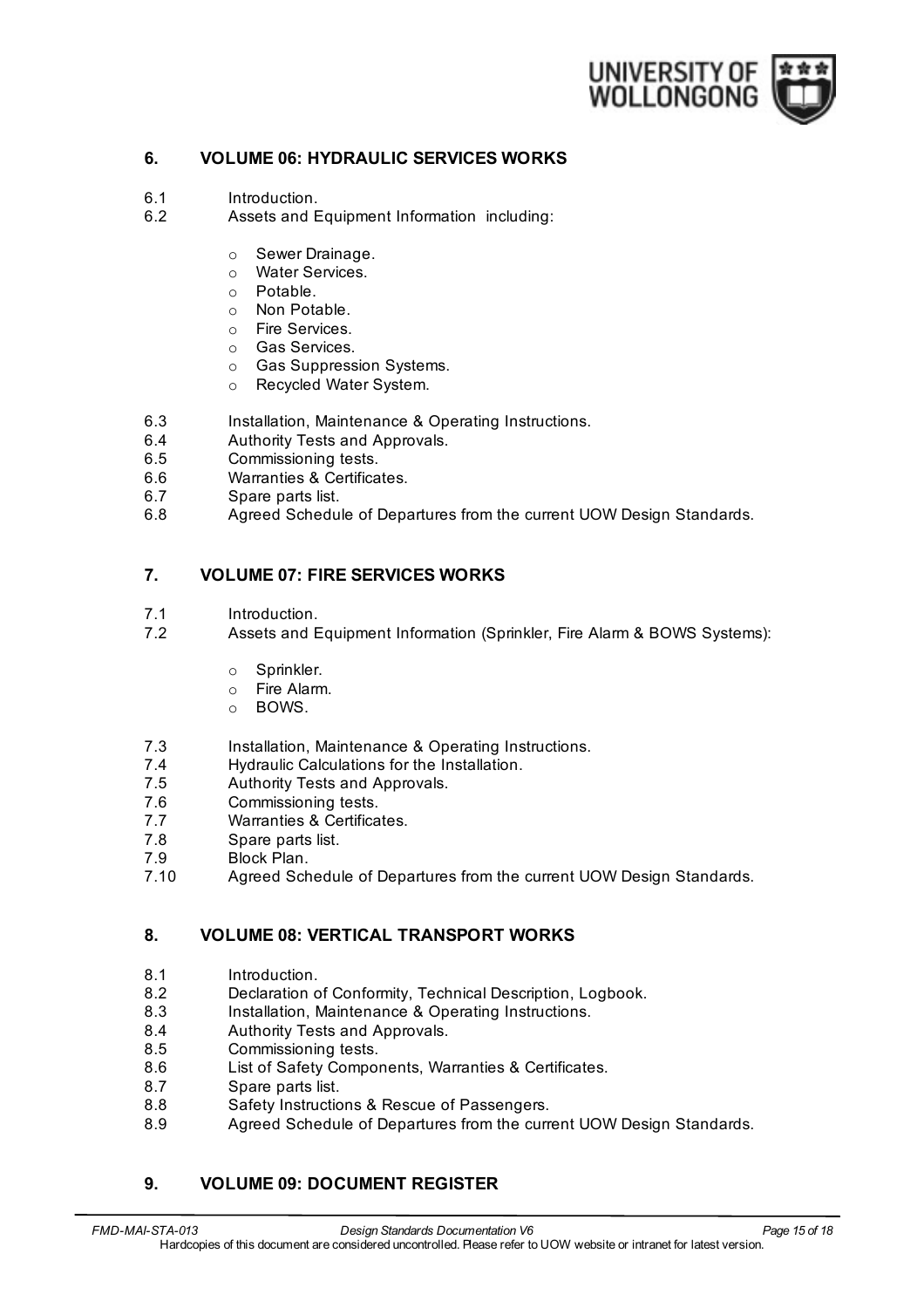## 6. VOLUME 06: HYDRAULIC SERVICES WORKS

6.1 Introduction.

6.2 Assets and Equipment Information including:

- Sewer Drainage.
- Water Services.
- Potable.
- Non Potable.
- Fire Services.
- Gas Services.
- Gas Suppression Systems.
- Recycled Water System.

6.3 Installation, Maintenance & Operating Instructions.

6.4 Authority Tests and Approvals.

6.5 Commissioning tests.

6.6 Warranties & Certificates.

6.7 Spare parts list.

6.8 Agreed Schedule of Departures from the current UOW Design Standards.

## 7. VOLUME 07: FIRE SERVICES WORKS

7.1 Introduction.

7.2 Assets and Equipment Information (Sprinkler, Fire Alarm & BOWS Systems):

- Sprinkler.
- Fire Alarm.
- BOWS.

7.3 Installation, Maintenance & Operating Instructions.

7.4 Hydraulic Calculations for the Installation.

7.5 Authority Tests and Approvals.

7.6 Commissioning tests.

7.7 Warranties & Certificates.

7.8 Spare parts list.

7.9 Block Plan.

7.10 Agreed Schedule of Departures from the current UOW Design Standards.

## 8. VOLUME 08: VERTICAL TRANSPORT WORKS

8.1 Introduction.

8.2 Declaration of Conformity, Technical Description, Logbook.

8.3 Installation, Maintenance & Operating Instructions.

8.4 Authority Tests and Approvals.

8.5 Commissioning tests.

8.6 List of Safety Components, Warranties & Certificates.

8.7 Spare parts list.

8.8 Safety Instructions & Rescue of Passengers.

8.9 Agreed Schedule of Departures from the current UOW Design Standards.

## 9. VOLUME 09: DOCUMENT REGISTER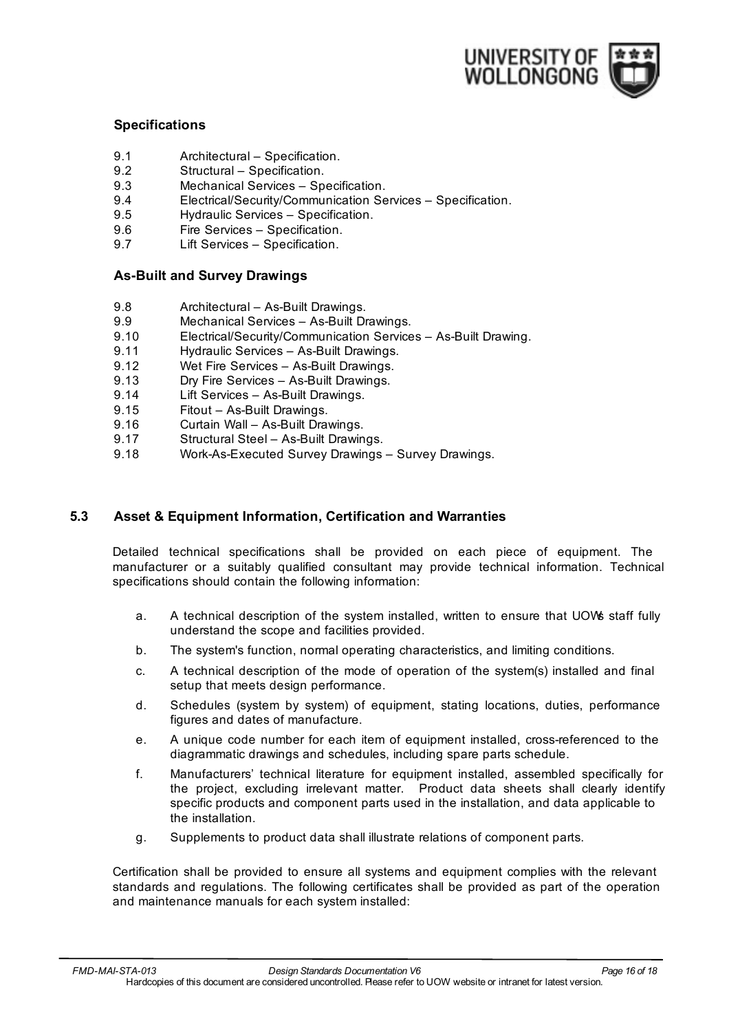**Specifications**

- 9.1 Architectural – Specification.
- 9.2 Structural – Specification.
- 9.3 Mechanical Services – Specification.
- 9.4 Electrical/Security/Communication Services – Specification.
- 9.5 Hydraulic Services – Specification.
- 9.6 Fire Services – Specification.
- 9.7 Lift Services – Specification.

**As-Built and Survey Drawings**

- 9.8 Architectural – As-Built Drawings.
- 9.9 Mechanical Services – As-Built Drawings.
- 9.10 Electrical/Security/Communication Services – As-Built Drawing.
- 9.11 Hydraulic Services – As-Built Drawings.
- 9.12 Wet Fire Services – As-Built Drawings.
- 9.13 Dry Fire Services – As-Built Drawings.
- 9.14 Lift Services – As-Built Drawings.
- 9.15 Fitout – As-Built Drawings.
- 9.16 Curtain Wall – As-Built Drawings.
- 9.17 Structural Steel – As-Built Drawings.
- 9.18 Work-As-Executed Survey Drawings – Survey Drawings.

## 5.3 Asset & Equipment Information, Certification and Warranties

Detailed technical specifications shall be provided on each piece of equipment. The manufacturer or a suitably qualified consultant may provide technical information. Technical specifications should contain the following information:

a. A technical description of the system installed, written to ensure that UOW's staff fully understand the scope and facilities provided.

b. The system's function, normal operating characteristics, and limiting conditions.

c. A technical description of the mode of operation of the system(s) installed and final setup that meets design performance.

d. Schedules (system by system) of equipment, stating locations, duties, performance figures and dates of manufacture.

e. A unique code number for each item of equipment installed, cross-referenced to the diagrammatic drawings and schedules, including spare parts schedule.

f. Manufacturers' technical literature for equipment installed, assembled specifically for the project, excluding irrelevant matter. Product data sheets shall clearly identify specific products and component parts used in the installation, and data applicable to the installation.

g. Supplements to product data shall illustrate relations of component parts.

Certification shall be provided to ensure all systems and equipment complies with the relevant standards and regulations. The following certificates shall be provided as part of the operation and maintenance manuals for each system installed: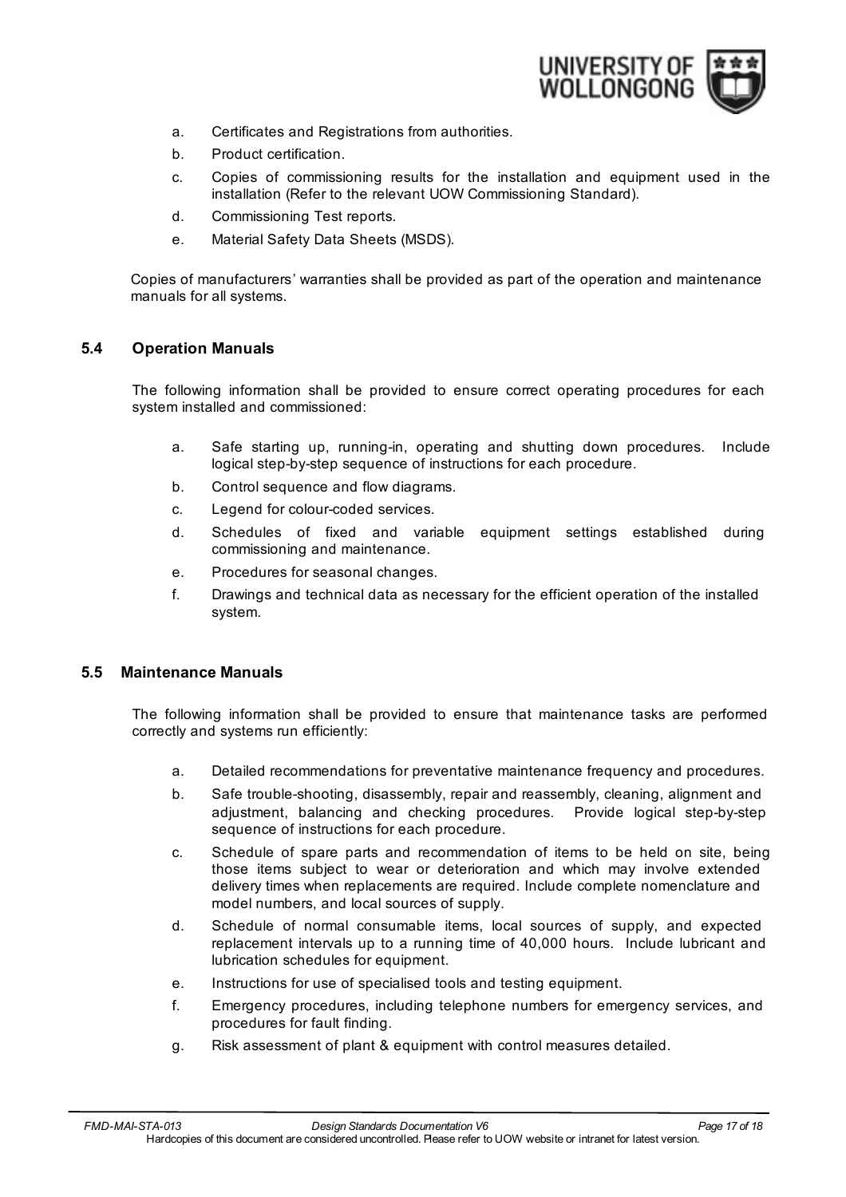a. Certificates and Registrations from authorities.
b. Product certification.
c. Copies of commissioning results for the installation and equipment used in the installation (Refer to the relevant UOW Commissioning Standard).
d. Commissioning Test reports.
e. Material Safety Data Sheets (MSDS).

Copies of manufacturers' warranties shall be provided as part of the operation and maintenance manuals for all systems.

## 5.4 Operation Manuals

The following information shall be provided to ensure correct operating procedures for each system installed and commissioned:

a. Safe starting up, running-in, operating and shutting down procedures. Include logical step-by-step sequence of instructions for each procedure.
b. Control sequence and flow diagrams.
c. Legend for colour-coded services.
d. Schedules of fixed and variable equipment settings established during commissioning and maintenance.
e. Procedures for seasonal changes.
f. Drawings and technical data as necessary for the efficient operation of the installed system.

## 5.5 Maintenance Manuals

The following information shall be provided to ensure that maintenance tasks are performed correctly and systems run efficiently:

a. Detailed recommendations for preventative maintenance frequency and procedures.
b. Safe trouble-shooting, disassembly, repair and reassembly, cleaning, alignment and adjustment, balancing and checking procedures. Provide logical step-by-step sequence of instructions for each procedure.
c. Schedule of spare parts and recommendation of items to be held on site, being those items subject to wear or deterioration and which may involve extended delivery times when replacements are required. Include complete nomenclature and model numbers, and local sources of supply.
d. Schedule of normal consumable items, local sources of supply, and expected replacement intervals up to a running time of 40,000 hours. Include lubricant and lubrication schedules for equipment.
e. Instructions for use of specialised tools and testing equipment.
f. Emergency procedures, including telephone numbers for emergency services, and procedures for fault finding.
g. Risk assessment of plant & equipment with control measures detailed.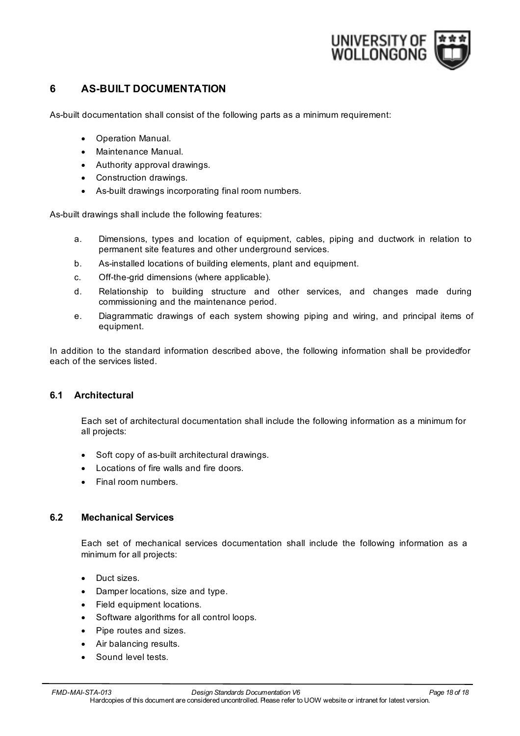# 6 AS-BUILT DOCUMENTATION

As-built documentation shall consist of the following parts as a minimum requirement:

- Operation Manual.
- Maintenance Manual.
- Authority approval drawings.
- Construction drawings.
- As-built drawings incorporating final room numbers.

As-built drawings shall include the following features:

a. Dimensions, types and location of equipment, cables, piping and ductwork in relation to permanent site features and other underground services.

b. As-installed locations of building elements, plant and equipment.

c. Off-the-grid dimensions (where applicable).

d. Relationship to building structure and other services, and changes made during commissioning and the maintenance period.

e. Diagrammatic drawings of each system showing piping and wiring, and principal items of equipment.

In addition to the standard information described above, the following information shall be providedfor each of the services listed.

## 6.1 Architectural

Each set of architectural documentation shall include the following information as a minimum for all projects:

- Soft copy of as-built architectural drawings.
- Locations of fire walls and fire doors.
- Final room numbers.

## 6.2 Mechanical Services

Each set of mechanical services documentation shall include the following information as a minimum for all projects:

- Duct sizes.
- Damper locations, size and type.
- Field equipment locations.
- Software algorithms for all control loops.
- Pipe routes and sizes.
- Air balancing results.
- Sound level tests.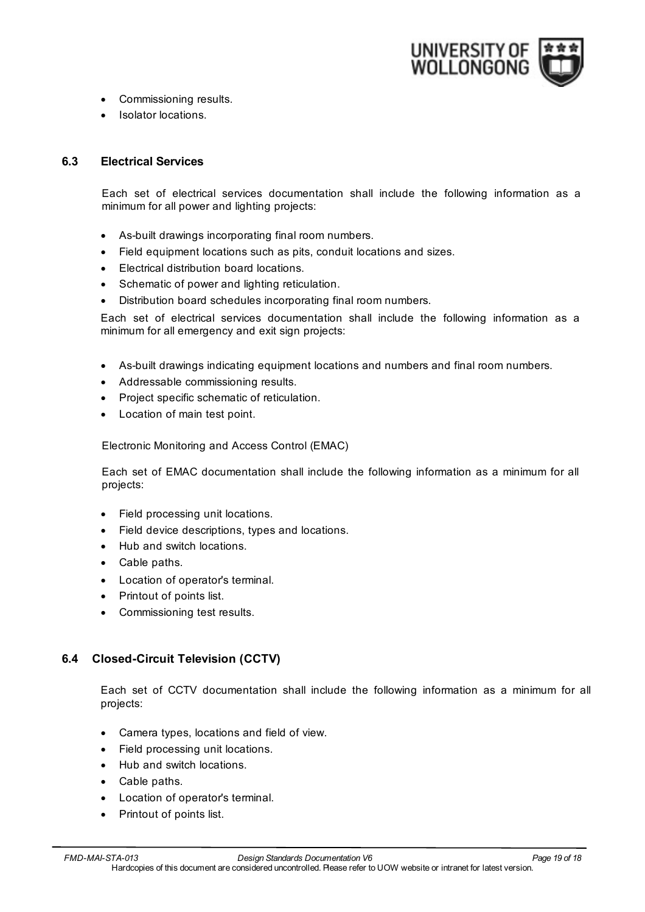- Commissioning results.
- Isolator locations.

## 6.3 Electrical Services

Each set of electrical services documentation shall include the following information as a minimum for all power and lighting projects:

- As-built drawings incorporating final room numbers.
- Field equipment locations such as pits, conduit locations and sizes.
- Electrical distribution board locations.
- Schematic of power and lighting reticulation.
- Distribution board schedules incorporating final room numbers.

Each set of electrical services documentation shall include the following information as a minimum for all emergency and exit sign projects:

- As-built drawings indicating equipment locations and numbers and final room numbers.
- Addressable commissioning results.
- Project specific schematic of reticulation.
- Location of main test point.

Electronic Monitoring and Access Control (EMAC)

Each set of EMAC documentation shall include the following information as a minimum for all projects:

- Field processing unit locations.
- Field device descriptions, types and locations.
- Hub and switch locations.
- Cable paths.
- Location of operator's terminal.
- Printout of points list.
- Commissioning test results.

## 6.4 Closed-Circuit Television (CCTV)

Each set of CCTV documentation shall include the following information as a minimum for all projects:

- Camera types, locations and field of view.
- Field processing unit locations.
- Hub and switch locations.
- Cable paths.
- Location of operator's terminal.
- Printout of points list.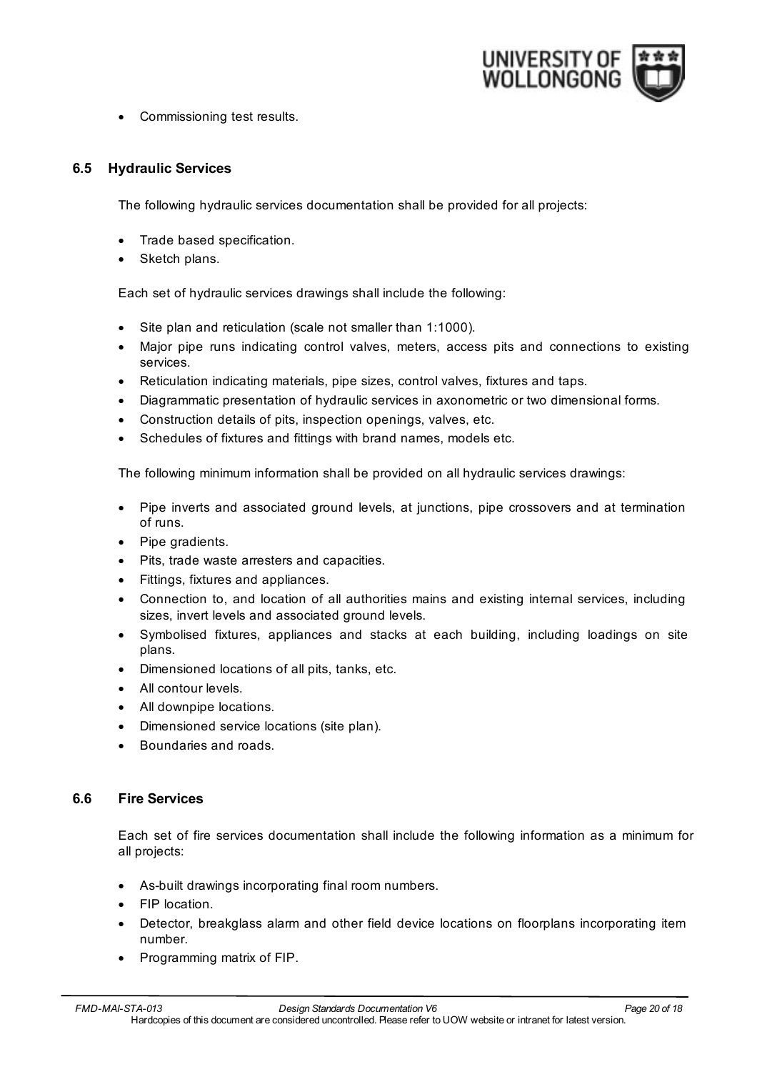- Commissioning test results.

## 6.5 Hydraulic Services

The following hydraulic services documentation shall be provided for all projects:

- Trade based specification.
- Sketch plans.

Each set of hydraulic services drawings shall include the following:

- Site plan and reticulation (scale not smaller than 1:1000).
- Major pipe runs indicating control valves, meters, access pits and connections to existing services.
- Reticulation indicating materials, pipe sizes, control valves, fixtures and taps.
- Diagrammatic presentation of hydraulic services in axonometric or two dimensional forms.
- Construction details of pits, inspection openings, valves, etc.
- Schedules of fixtures and fittings with brand names, models etc.

The following minimum information shall be provided on all hydraulic services drawings:

- Pipe inverts and associated ground levels, at junctions, pipe crossovers and at termination of runs.
- Pipe gradients.
- Pits, trade waste arresters and capacities.
- Fittings, fixtures and appliances.
- Connection to, and location of all authorities mains and existing internal services, including sizes, invert levels and associated ground levels.
- Symbolised fixtures, appliances and stacks at each building, including loadings on site plans.
- Dimensioned locations of all pits, tanks, etc.
- All contour levels.
- All downpipe locations.
- Dimensioned service locations (site plan).
- Boundaries and roads.

## 6.6 Fire Services

Each set of fire services documentation shall include the following information as a minimum for all projects:

- As-built drawings incorporating final room numbers.
- FIP location.
- Detector, breakglass alarm and other field device locations on floorplans incorporating item number.
- Programming matrix of FIP.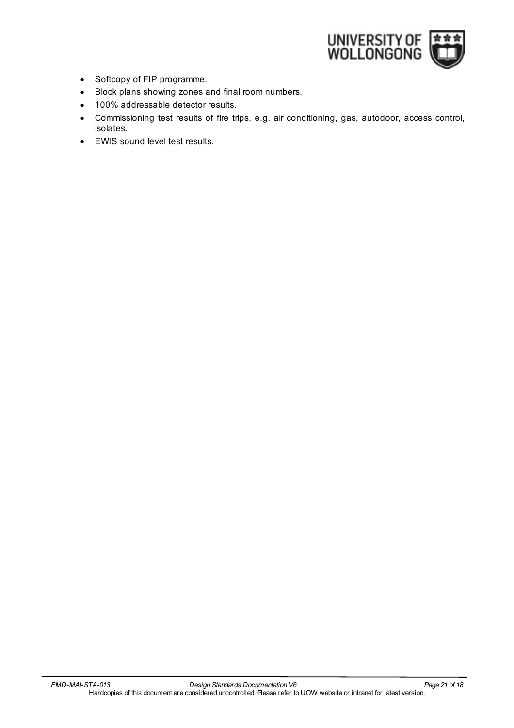- Softcopy of FIP programme.
- Block plans showing zones and final room numbers.
- 100% addressable detector results.
- Commissioning test results of fire trips, e.g. air conditioning, gas, autodoor, access control, isolates.
- EWIS sound level test results.